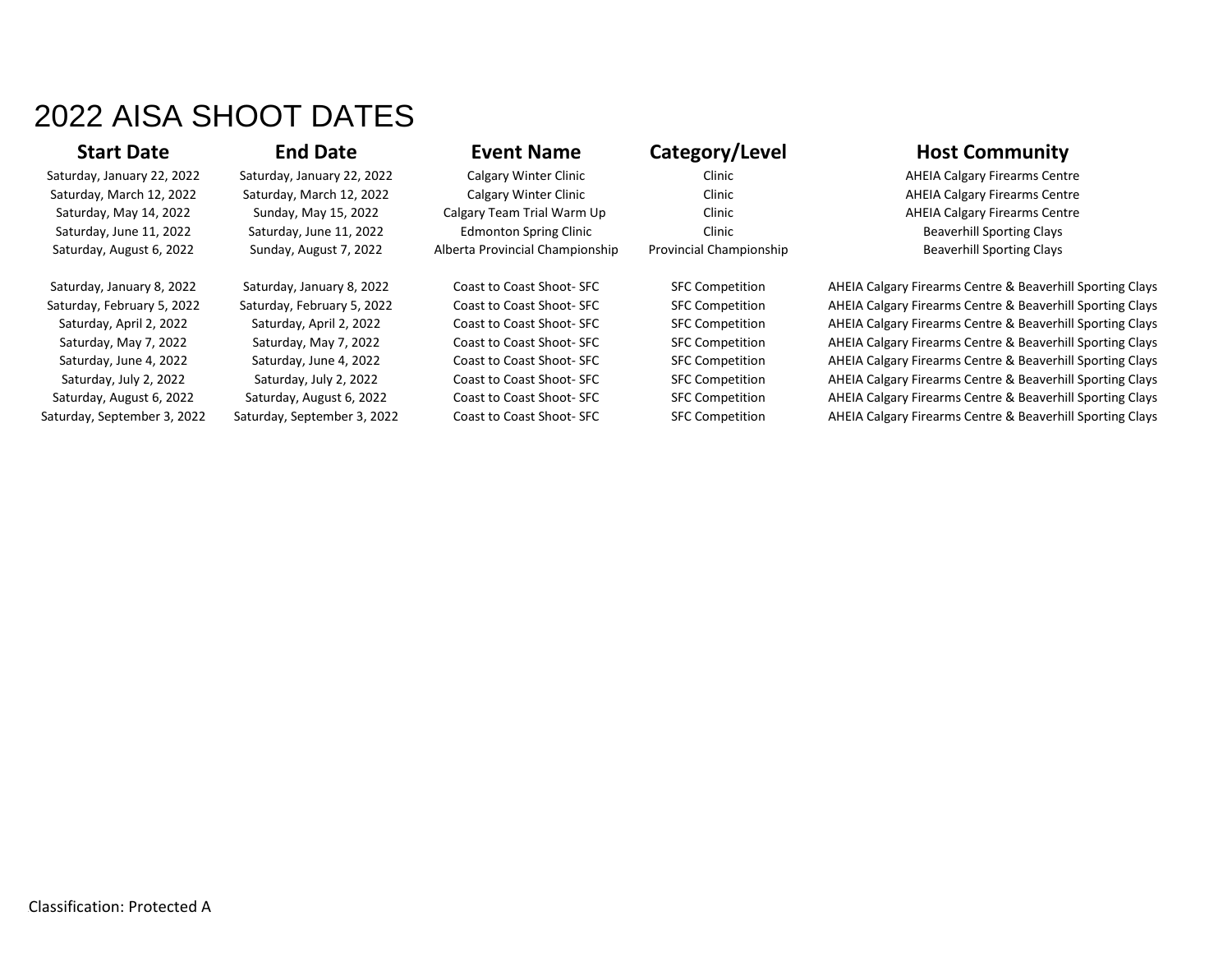# 2022 AISA SHOOT DATES

| Start Date | End Date | Event Name | Category/Level | Host Community |
|---|---|---|---|---|
| Saturday, January 22, 2022 | Saturday, January 22, 2022 | Calgary Winter Clinic | Clinic | AHEIA Calgary Firearms Centre |
| Saturday, March 12, 2022 | Saturday, March 12, 2022 | Calgary Winter Clinic | Clinic | AHEIA Calgary Firearms Centre |
| Saturday, May 14, 2022 | Sunday, May 15, 2022 | Calgary Team Trial Warm Up | Clinic | AHEIA Calgary Firearms Centre |
| Saturday, June 11, 2022 | Saturday, June 11, 2022 | Edmonton Spring Clinic | Clinic | Beaverhill Sporting Clays |
| Saturday, August 6, 2022 | Sunday, August 7, 2022 | Alberta Provincial Championship | Provincial Championship | Beaverhill Sporting Clays |
| | | | | |
| Saturday, January 8, 2022 | Saturday, January 8, 2022 | Coast to Coast Shoot- SFC | SFC Competition | AHEIA Calgary Firearms Centre & Beaverhill Sporting Clays |
| Saturday, February 5, 2022 | Saturday, February 5, 2022 | Coast to Coast Shoot- SFC | SFC Competition | AHEIA Calgary Firearms Centre & Beaverhill Sporting Clays |
| Saturday, April 2, 2022 | Saturday, April 2, 2022 | Coast to Coast Shoot- SFC | SFC Competition | AHEIA Calgary Firearms Centre & Beaverhill Sporting Clays |
| Saturday, May 7, 2022 | Saturday, May 7, 2022 | Coast to Coast Shoot- SFC | SFC Competition | AHEIA Calgary Firearms Centre & Beaverhill Sporting Clays |
| Saturday, June 4, 2022 | Saturday, June 4, 2022 | Coast to Coast Shoot- SFC | SFC Competition | AHEIA Calgary Firearms Centre & Beaverhill Sporting Clays |
| Saturday, July 2, 2022 | Saturday, July 2, 2022 | Coast to Coast Shoot- SFC | SFC Competition | AHEIA Calgary Firearms Centre & Beaverhill Sporting Clays |
| Saturday, August 6, 2022 | Saturday, August 6, 2022 | Coast to Coast Shoot- SFC | SFC Competition | AHEIA Calgary Firearms Centre & Beaverhill Sporting Clays |
| Saturday, September 3, 2022 | Saturday, September 3, 2022 | Coast to Coast Shoot- SFC | SFC Competition | AHEIA Calgary Firearms Centre & Beaverhill Sporting Clays |

Classification: Protected A